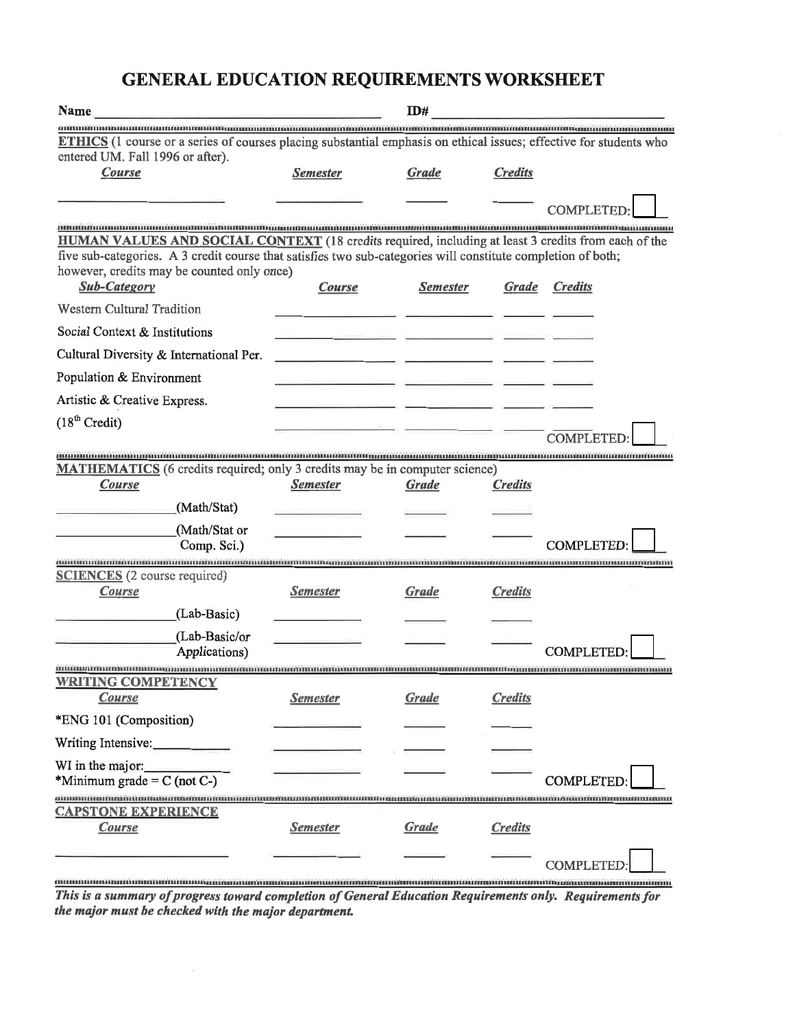# GENERAL EDUCATION REQUIREMENTS WORKSHEET

**Name** ______________________________ **ID#** ______________________________

---

**ETHICS** (1 course or a series of courses placing substantial emphasis on ethical issues; effective for students who entered UM. Fall 1996 or after).

| *Course* | *Semester* | *Grade* | *Credits* | |
|---|---|---|---|---|
| ________ ________ | ________ | ______ | ______ | COMPLETED: ☐ |

---

**HUMAN VALUES AND SOCIAL CONTEXT** (18 credits required, including at least 3 credits from each of the five sub-categories. A 3 credit course that satisfies two sub-categories will constitute completion of both; however, credits may be counted only once)

| *Sub-Category* | *Course* | *Semester* | *Grade* | *Credits* |
|---|---|---|---|---|
| Western Cultural Tradition | | | | |
| Social Context & Institutions | | | | |
| Cultural Diversity & International Per. | | | | |
| Population & Environment | | | | |
| Artistic & Creative Express. | | | | |
| (18th Credit) | | | | |

COMPLETED: ☐

---

**MATHEMATICS** (6 credits required; only 3 credits may be in computer science)

| *Course* | *Semester* | *Grade* | *Credits* | |
|---|---|---|---|---|
| ________ (Math/Stat) | | | | |
| ________ (Math/Stat or Comp. Sci.) | | | | COMPLETED: ☐ |

---

**SCIENCES** (2 course required)

| *Course* | *Semester* | *Grade* | *Credits* | |
|---|---|---|---|---|
| ________ (Lab-Basic) | | | | |
| ________ (Lab-Basic/or Applications) | | | | COMPLETED: ☐ |

---

**WRITING COMPETENCY**

| *Course* | *Semester* | *Grade* | *Credits* | |
|---|---|---|---|---|
| *ENG 101 (Composition) | | | | |
| Writing Intensive: ________ | | | | |
| WI in the major: ________ *Minimum grade = C (not C-) | | | | COMPLETED: ☐ |

---

**CAPSTONE EXPERIENCE**

| *Course* | *Semester* | *Grade* | *Credits* | |
|---|---|---|---|---|
| ________ | ________ | ______ | ______ | COMPLETED: ☐ |

---

***This is a summary of progress toward completion of General Education Requirements only. Requirements for the major must be checked with the major department.***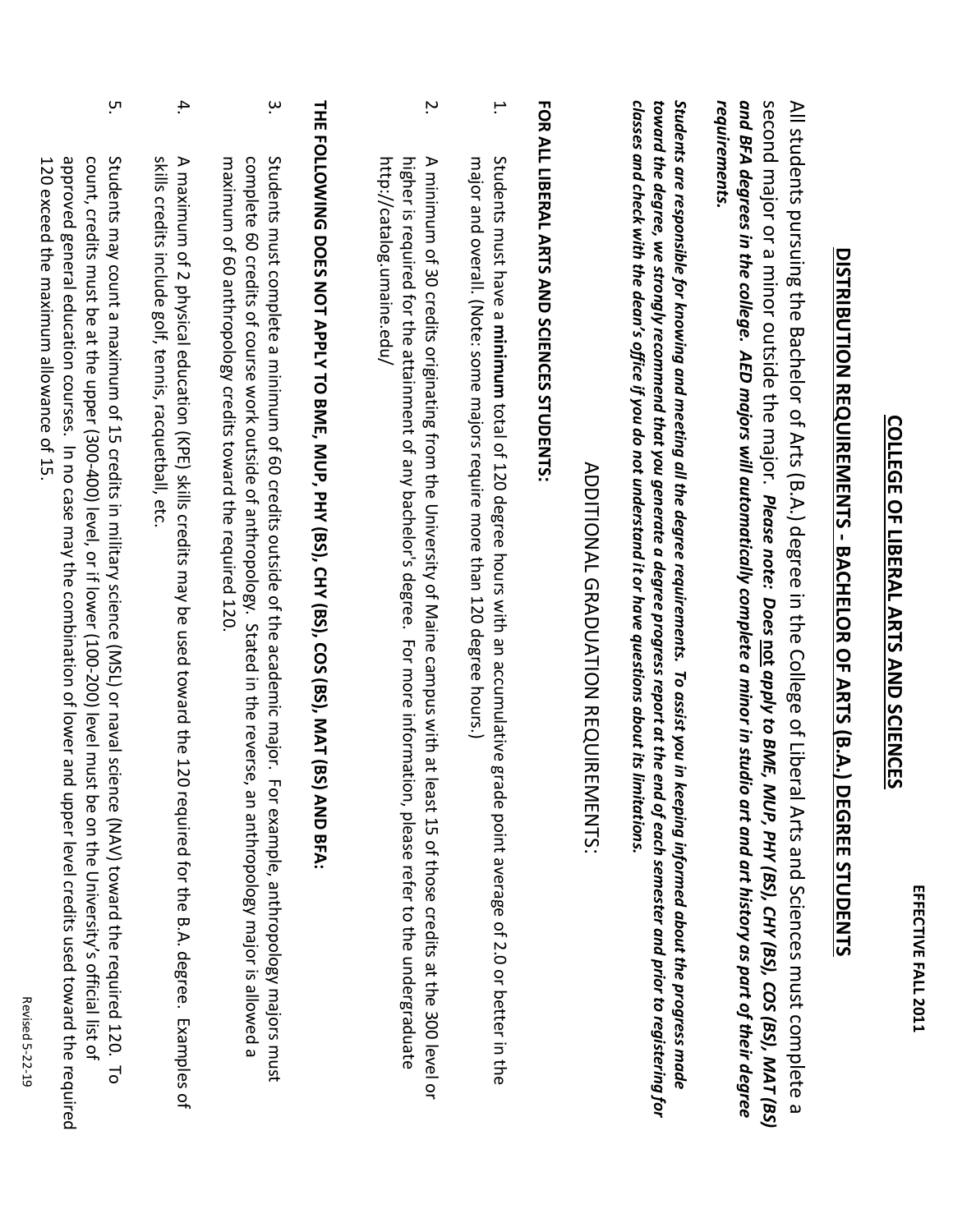EFFECTIVE FALL 2011

# COLLEGE OF LIBERAL ARTS AND SCIENCES

## DISTRIBUTION REQUIREMENTS - BACHELOR OF ARTS (B.A.) DEGREE STUDENTS

All students pursuing the Bachelor of Arts (B.A.) degree in the College of Liberal Arts and Sciences must complete a second major or a minor outside the major. ***Please note: Does not apply to BME, MUP, PHY (BS), CHY (BS), COS (BS), MAT (BS) and BFA degrees in the college. AED majors will automatically complete a minor in studio art and art history as part of their degree requirements.***

***Students are responsible for knowing and meeting all the degree requirements. To assist you in keeping informed about the progress made toward the degree, we strongly recommend that you generate a degree progress report at the end of each semester and prior to registering for classes and check with the dean's office if you do not understand it or have questions about its limitations.***

## ADDITIONAL GRADUATION REQUIREMENTS:

### FOR ALL LIBERAL ARTS AND SCIENCES STUDENTS:

1. Students must have a **minimum** total of 120 degree hours with an accumulative grade point average of 2.0 or better in the major and overall. (Note: some majors require more than 120 degree hours.)

2. A minimum of 30 credits originating from the University of Maine campus with at least 15 of those credits at the 300 level or higher is required for the attainment of any bachelor's degree. For more information, please refer to the undergraduate http://catalog.umaine.edu/

### THE FOLLOWING DOES NOT APPLY TO BME, MUP, PHY (BS), CHY (BS), COS (BS), MAT (BS) AND BFA:

3. Students must complete a minimum of 60 credits outside of the academic major. For example, anthropology majors must complete 60 credits of course work outside of anthropology. Stated in the reverse, an anthropology major is allowed a maximum of 60 anthropology credits toward the required 120.

4. A maximum of 2 physical education (KPE) skills credits may be used toward the 120 required for the B.A. degree. Examples of skills credits include golf, tennis, racquetball, etc.

5. Students may count a maximum of 15 credits in military science (MSL) or naval science (NAV) toward the required 120. To count, credits must be at the upper (300-400) level, or if lower (100-200) level must be on the University's official list of approved general education courses. In no case may the combination of lower and upper level credits used toward the required 120 exceed the maximum allowance of 15.

Revised 5-22-19